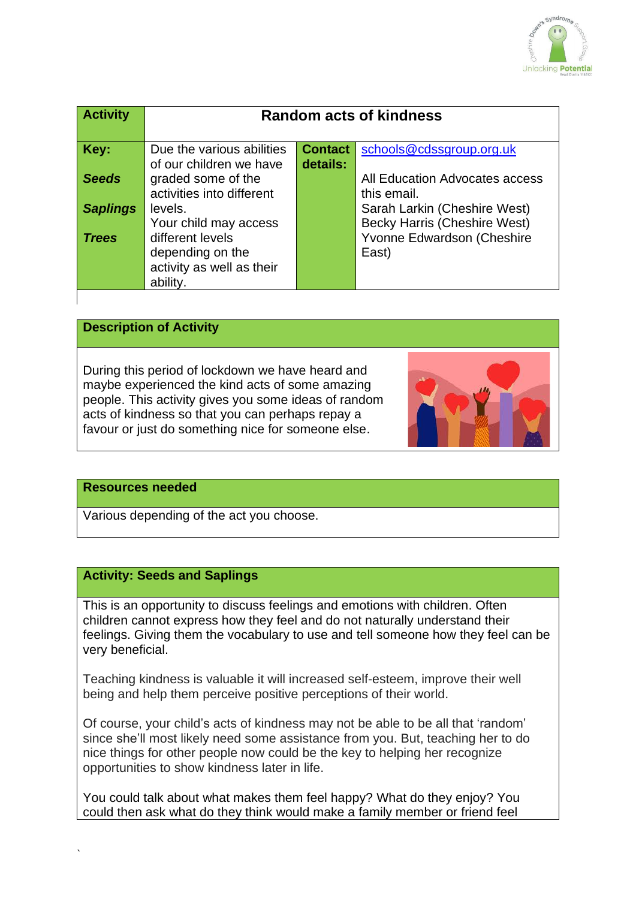| Activity | Random acts of kindness | | |
|---|---|---|---|
| **Key:** *Seeds* *Saplings* *Trees* | Due the various abilities of our children we have graded some of the activities into different levels. Your child may access different levels depending on the activity as well as their ability. | **Contact details:** | schools@cdssgroup.org.uk All Education Advocates access this email. Sarah Larkin (Cheshire West) Becky Harris (Cheshire West) Yvonne Edwardson (Cheshire East) |

## Description of Activity

During this period of lockdown we have heard and maybe experienced the kind acts of some amazing people. This activity gives you some ideas of random acts of kindness so that you can perhaps repay a favour or just do something nice for someone else.

## Resources needed

Various depending of the act you choose.

## Activity: Seeds and Saplings

This is an opportunity to discuss feelings and emotions with children. Often children cannot express how they feel and do not naturally understand their feelings. Giving them the vocabulary to use and tell someone how they feel can be very beneficial.

Teaching kindness is valuable it will increased self-esteem, improve their well being and help them perceive positive perceptions of their world.

Of course, your child's acts of kindness may not be able to be all that 'random' since she'll most likely need some assistance from you. But, teaching her to do nice things for other people now could be the key to helping her recognize opportunities to show kindness later in life.

You could talk about what makes them feel happy? What do they enjoy? You could then ask what do they think would make a family member or friend feel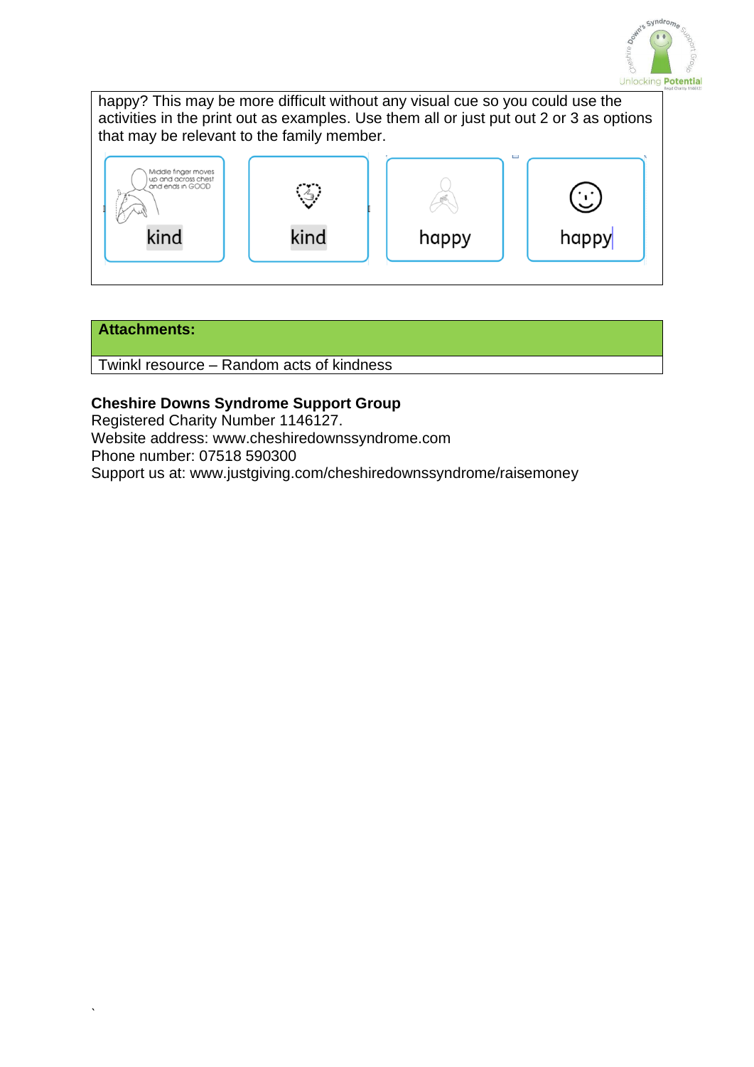happy? This may be more difficult without any visual cue so you could use the activities in the print out as examples. Use them all or just put out 2 or 3 as options that may be relevant to the family member.

Middle finger moves up and across chest and ends in GOOD

kind

kind

happy

happy

| Attachments: |
| --- |
| Twinkl resource – Random acts of kindness |

**Cheshire Downs Syndrome Support Group**
Registered Charity Number 1146127.
Website address: www.cheshiredownssyndrome.com
Phone number: 07518 590300
Support us at: www.justgiving.com/cheshiredownssyndrome/raisemoney